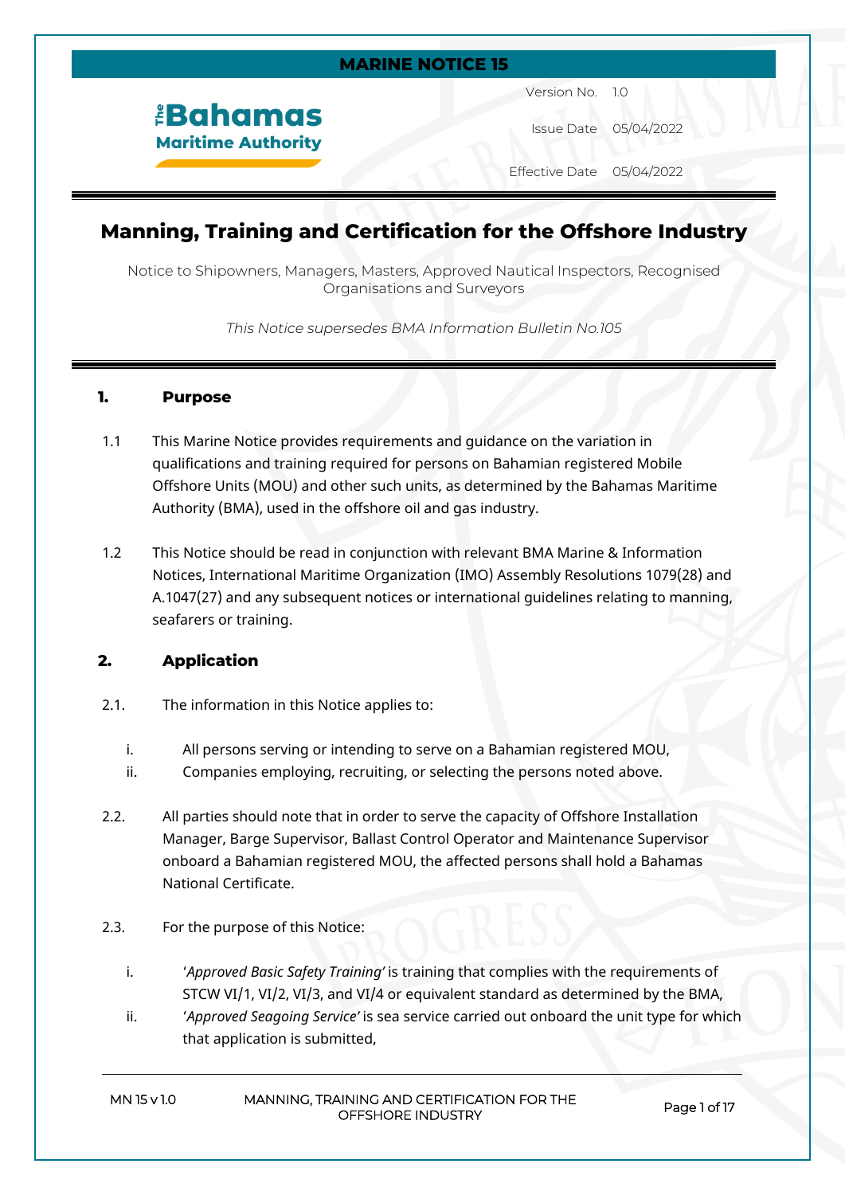**MARINE NOTICE 15**

The Bahamas Maritime Authority

Version No. 1.0

Issue Date 05/04/2022

Effective Date 05/04/2022

# Manning, Training and Certification for the Offshore Industry

Notice to Shipowners, Managers, Masters, Approved Nautical Inspectors, Recognised Organisations and Surveyors

*This Notice supersedes BMA Information Bulletin No.105*

## 1. Purpose

1.1 This Marine Notice provides requirements and guidance on the variation in qualifications and training required for persons on Bahamian registered Mobile Offshore Units (MOU) and other such units, as determined by the Bahamas Maritime Authority (BMA), used in the offshore oil and gas industry.

1.2 This Notice should be read in conjunction with relevant BMA Marine & Information Notices, International Maritime Organization (IMO) Assembly Resolutions 1079(28) and A.1047(27) and any subsequent notices or international guidelines relating to manning, seafarers or training.

## 2. Application

2.1. The information in this Notice applies to:

i. All persons serving or intending to serve on a Bahamian registered MOU,
ii. Companies employing, recruiting, or selecting the persons noted above.

2.2. All parties should note that in order to serve the capacity of Offshore Installation Manager, Barge Supervisor, Ballast Control Operator and Maintenance Supervisor onboard a Bahamian registered MOU, the affected persons shall hold a Bahamas National Certificate.

2.3. For the purpose of this Notice:

i. '*Approved Basic Safety Training*' is training that complies with the requirements of STCW VI/1, VI/2, VI/3, and VI/4 or equivalent standard as determined by the BMA,
ii. '*Approved Seagoing Service*' is sea service carried out onboard the unit type for which that application is submitted,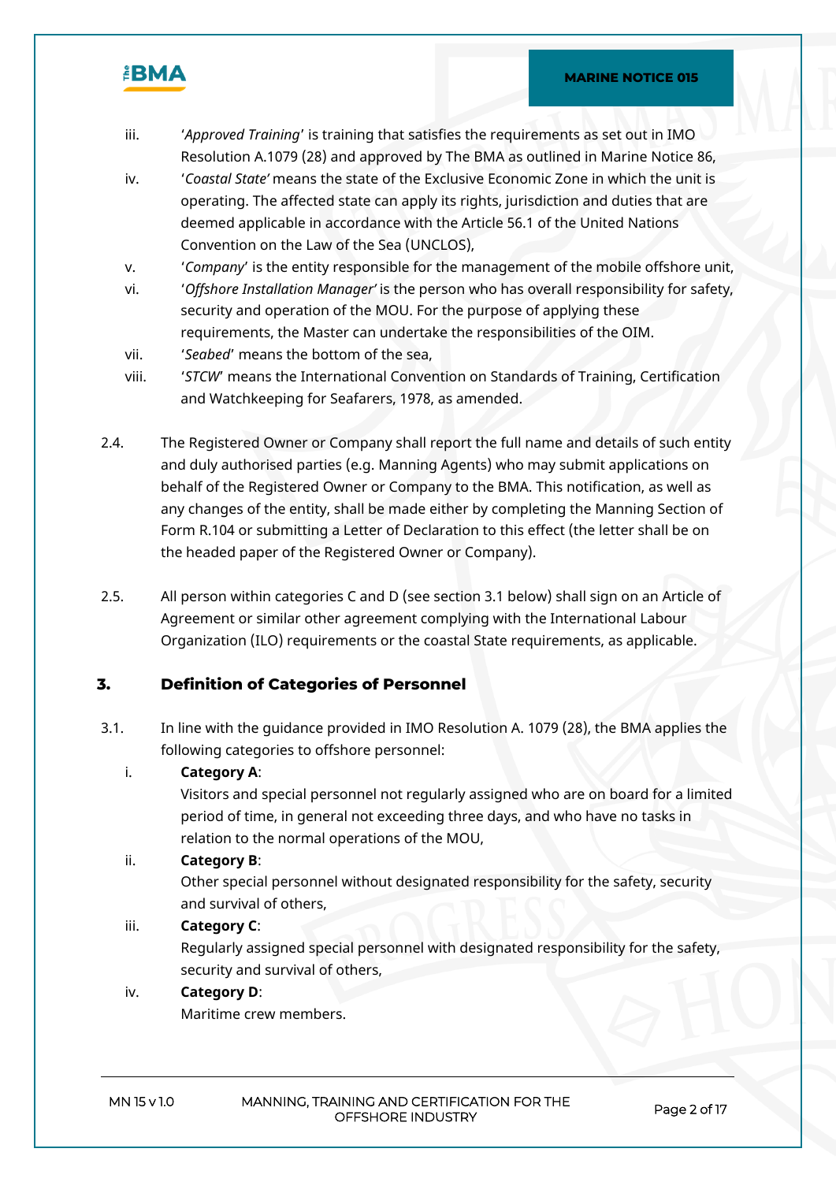iii. '*Approved Training*' is training that satisfies the requirements as set out in IMO Resolution A.1079 (28) and approved by The BMA as outlined in Marine Notice 86,

iv. '*Coastal State*' means the state of the Exclusive Economic Zone in which the unit is operating. The affected state can apply its rights, jurisdiction and duties that are deemed applicable in accordance with the Article 56.1 of the United Nations Convention on the Law of the Sea (UNCLOS),

v. '*Company*' is the entity responsible for the management of the mobile offshore unit,

vi. '*Offshore Installation Manager*' is the person who has overall responsibility for safety, security and operation of the MOU. For the purpose of applying these requirements, the Master can undertake the responsibilities of the OIM.

vii. '*Seabed*' means the bottom of the sea,

viii. '*STCW*' means the International Convention on Standards of Training, Certification and Watchkeeping for Seafarers, 1978, as amended.

2.4. The Registered Owner or Company shall report the full name and details of such entity and duly authorised parties (e.g. Manning Agents) who may submit applications on behalf of the Registered Owner or Company to the BMA. This notification, as well as any changes of the entity, shall be made either by completing the Manning Section of Form R.104 or submitting a Letter of Declaration to this effect (the letter shall be on the headed paper of the Registered Owner or Company).

2.5. All person within categories C and D (see section 3.1 below) shall sign on an Article of Agreement or similar other agreement complying with the International Labour Organization (ILO) requirements or the coastal State requirements, as applicable.

## 3. Definition of Categories of Personnel

3.1. In line with the guidance provided in IMO Resolution A. 1079 (28), the BMA applies the following categories to offshore personnel:

i. **Category A**:
Visitors and special personnel not regularly assigned who are on board for a limited period of time, in general not exceeding three days, and who have no tasks in relation to the normal operations of the MOU,

ii. **Category B**:
Other special personnel without designated responsibility for the safety, security and survival of others,

iii. **Category C**:
Regularly assigned special personnel with designated responsibility for the safety, security and survival of others,

iv. **Category D**:
Maritime crew members.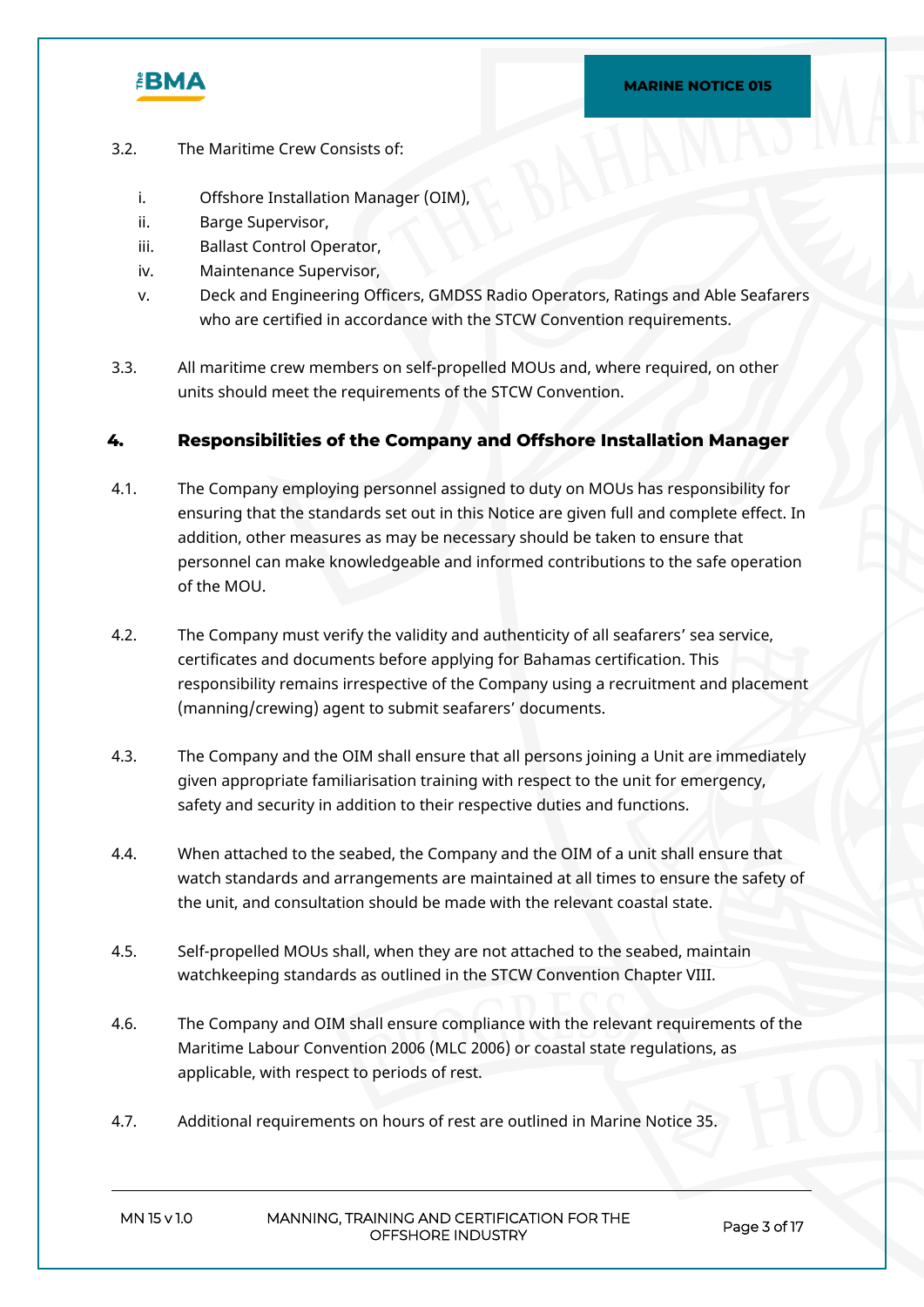3.2. The Maritime Crew Consists of:

i. Offshore Installation Manager (OIM),

ii. Barge Supervisor,

iii. Ballast Control Operator,

iv. Maintenance Supervisor,

v. Deck and Engineering Officers, GMDSS Radio Operators, Ratings and Able Seafarers who are certified in accordance with the STCW Convention requirements.

3.3. All maritime crew members on self-propelled MOUs and, where required, on other units should meet the requirements of the STCW Convention.

## 4. Responsibilities of the Company and Offshore Installation Manager

4.1. The Company employing personnel assigned to duty on MOUs has responsibility for ensuring that the standards set out in this Notice are given full and complete effect. In addition, other measures as may be necessary should be taken to ensure that personnel can make knowledgeable and informed contributions to the safe operation of the MOU.

4.2. The Company must verify the validity and authenticity of all seafarers' sea service, certificates and documents before applying for Bahamas certification. This responsibility remains irrespective of the Company using a recruitment and placement (manning/crewing) agent to submit seafarers' documents.

4.3. The Company and the OIM shall ensure that all persons joining a Unit are immediately given appropriate familiarisation training with respect to the unit for emergency, safety and security in addition to their respective duties and functions.

4.4. When attached to the seabed, the Company and the OIM of a unit shall ensure that watch standards and arrangements are maintained at all times to ensure the safety of the unit, and consultation should be made with the relevant coastal state.

4.5. Self-propelled MOUs shall, when they are not attached to the seabed, maintain watchkeeping standards as outlined in the STCW Convention Chapter VIII.

4.6. The Company and OIM shall ensure compliance with the relevant requirements of the Maritime Labour Convention 2006 (MLC 2006) or coastal state regulations, as applicable, with respect to periods of rest.

4.7. Additional requirements on hours of rest are outlined in Marine Notice 35.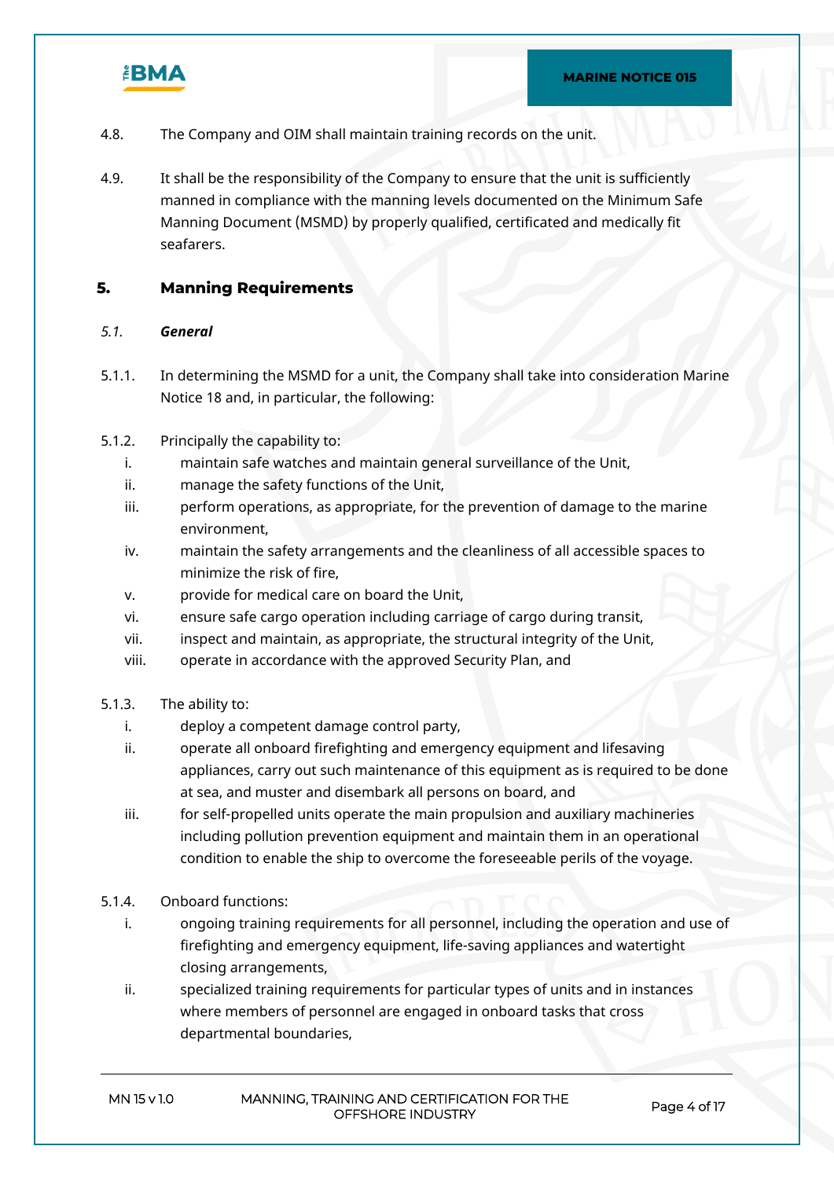4.8. The Company and OIM shall maintain training records on the unit.

4.9. It shall be the responsibility of the Company to ensure that the unit is sufficiently manned in compliance with the manning levels documented on the Minimum Safe Manning Document (MSMD) by properly qualified, certificated and medically fit seafarers.

## 5. Manning Requirements

### *5.1. General*

5.1.1. In determining the MSMD for a unit, the Company shall take into consideration Marine Notice 18 and, in particular, the following:

5.1.2. Principally the capability to:

- i. maintain safe watches and maintain general surveillance of the Unit,
- ii. manage the safety functions of the Unit,
- iii. perform operations, as appropriate, for the prevention of damage to the marine environment,
- iv. maintain the safety arrangements and the cleanliness of all accessible spaces to minimize the risk of fire,
- v. provide for medical care on board the Unit,
- vi. ensure safe cargo operation including carriage of cargo during transit,
- vii. inspect and maintain, as appropriate, the structural integrity of the Unit,
- viii. operate in accordance with the approved Security Plan, and

5.1.3. The ability to:

- i. deploy a competent damage control party,
- ii. operate all onboard firefighting and emergency equipment and lifesaving appliances, carry out such maintenance of this equipment as is required to be done at sea, and muster and disembark all persons on board, and
- iii. for self-propelled units operate the main propulsion and auxiliary machineries including pollution prevention equipment and maintain them in an operational condition to enable the ship to overcome the foreseeable perils of the voyage.

5.1.4. Onboard functions:

- i. ongoing training requirements for all personnel, including the operation and use of firefighting and emergency equipment, life-saving appliances and watertight closing arrangements,
- ii. specialized training requirements for particular types of units and in instances where members of personnel are engaged in onboard tasks that cross departmental boundaries,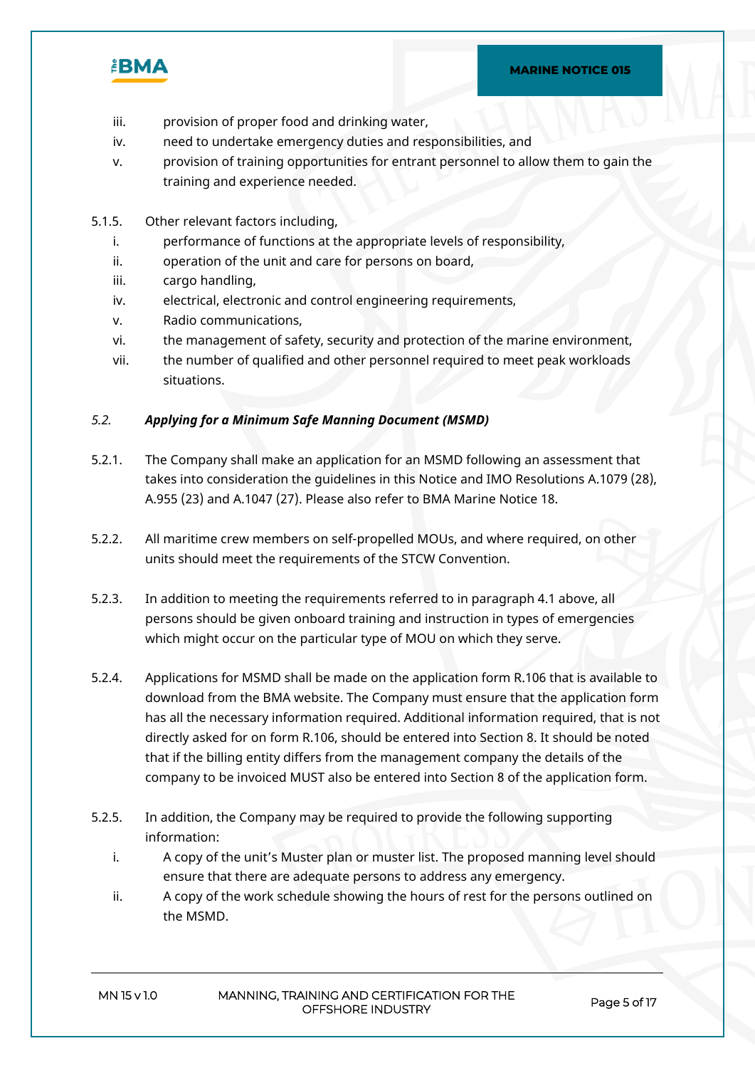iii. provision of proper food and drinking water,
iv. need to undertake emergency duties and responsibilities, and
v. provision of training opportunities for entrant personnel to allow them to gain the training and experience needed.

5.1.5. Other relevant factors including,

i. performance of functions at the appropriate levels of responsibility,
ii. operation of the unit and care for persons on board,
iii. cargo handling,
iv. electrical, electronic and control engineering requirements,
v. Radio communications,
vi. the management of safety, security and protection of the marine environment,
vii. the number of qualified and other personnel required to meet peak workloads situations.

### *5.2. Applying for a Minimum Safe Manning Document (MSMD)*

5.2.1. The Company shall make an application for an MSMD following an assessment that takes into consideration the guidelines in this Notice and IMO Resolutions A.1079 (28), A.955 (23) and A.1047 (27). Please also refer to BMA Marine Notice 18.

5.2.2. All maritime crew members on self-propelled MOUs, and where required, on other units should meet the requirements of the STCW Convention.

5.2.3. In addition to meeting the requirements referred to in paragraph 4.1 above, all persons should be given onboard training and instruction in types of emergencies which might occur on the particular type of MOU on which they serve.

5.2.4. Applications for MSMD shall be made on the application form R.106 that is available to download from the BMA website. The Company must ensure that the application form has all the necessary information required. Additional information required, that is not directly asked for on form R.106, should be entered into Section 8. It should be noted that if the billing entity differs from the management company the details of the company to be invoiced MUST also be entered into Section 8 of the application form.

5.2.5. In addition, the Company may be required to provide the following supporting information:

i. A copy of the unit's Muster plan or muster list. The proposed manning level should ensure that there are adequate persons to address any emergency.
ii. A copy of the work schedule showing the hours of rest for the persons outlined on the MSMD.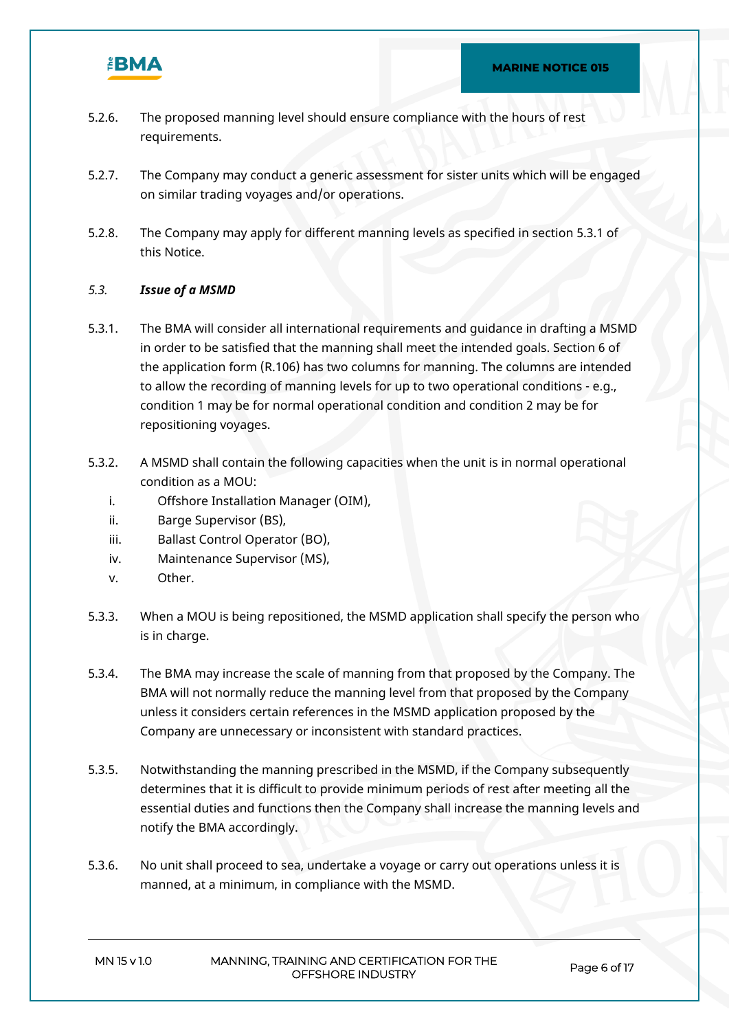5.2.6. The proposed manning level should ensure compliance with the hours of rest requirements.

5.2.7. The Company may conduct a generic assessment for sister units which will be engaged on similar trading voyages and/or operations.

5.2.8. The Company may apply for different manning levels as specified in section 5.3.1 of this Notice.

### *5.3. **Issue of a MSMD***

5.3.1. The BMA will consider all international requirements and guidance in drafting a MSMD in order to be satisfied that the manning shall meet the intended goals. Section 6 of the application form (R.106) has two columns for manning. The columns are intended to allow the recording of manning levels for up to two operational conditions - e.g., condition 1 may be for normal operational condition and condition 2 may be for repositioning voyages.

5.3.2. A MSMD shall contain the following capacities when the unit is in normal operational condition as a MOU:

- i. Offshore Installation Manager (OIM),
- ii. Barge Supervisor (BS),
- iii. Ballast Control Operator (BO),
- iv. Maintenance Supervisor (MS),
- v. Other.

5.3.3. When a MOU is being repositioned, the MSMD application shall specify the person who is in charge.

5.3.4. The BMA may increase the scale of manning from that proposed by the Company. The BMA will not normally reduce the manning level from that proposed by the Company unless it considers certain references in the MSMD application proposed by the Company are unnecessary or inconsistent with standard practices.

5.3.5. Notwithstanding the manning prescribed in the MSMD, if the Company subsequently determines that it is difficult to provide minimum periods of rest after meeting all the essential duties and functions then the Company shall increase the manning levels and notify the BMA accordingly.

5.3.6. No unit shall proceed to sea, undertake a voyage or carry out operations unless it is manned, at a minimum, in compliance with the MSMD.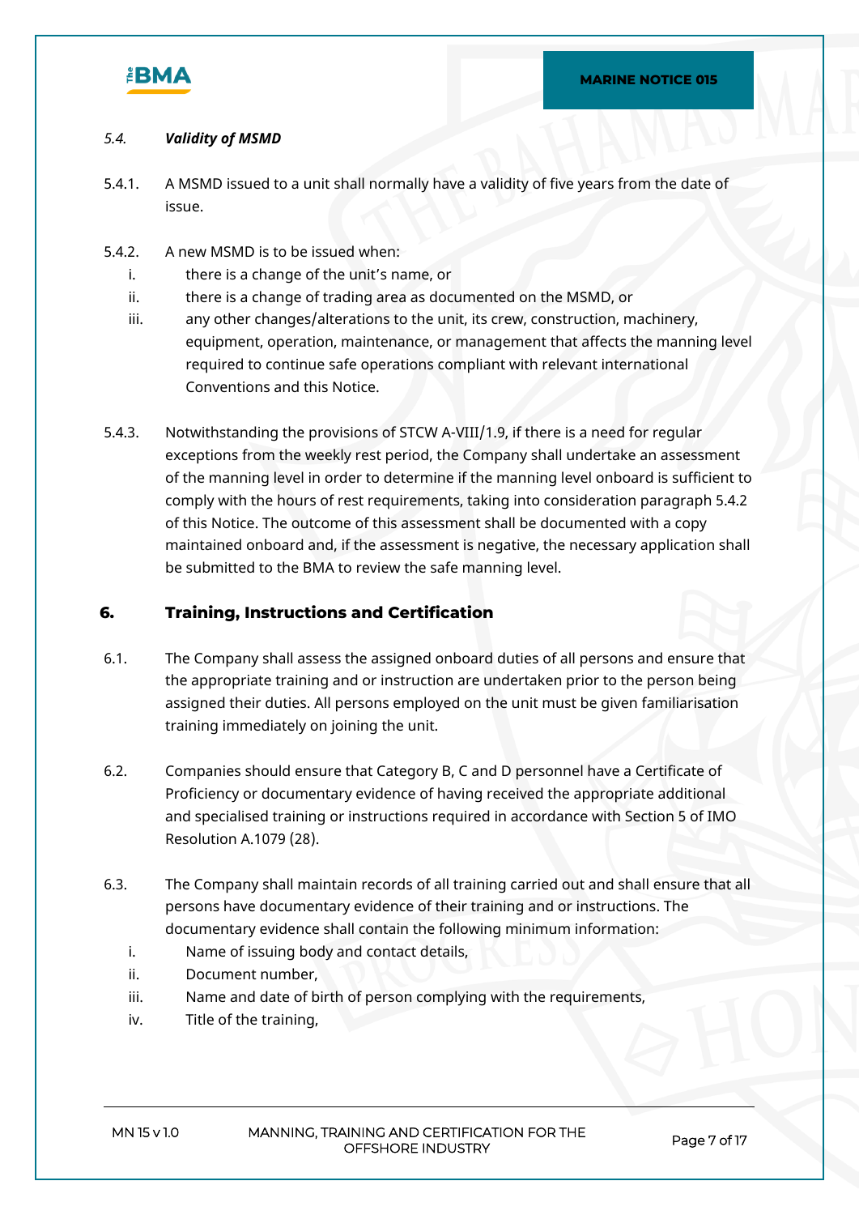### 5.4. *Validity of MSMD*

5.4.1. A MSMD issued to a unit shall normally have a validity of five years from the date of issue.

5.4.2. A new MSMD is to be issued when:

i. there is a change of the unit's name, or

ii. there is a change of trading area as documented on the MSMD, or

iii. any other changes/alterations to the unit, its crew, construction, machinery, equipment, operation, maintenance, or management that affects the manning level required to continue safe operations compliant with relevant international Conventions and this Notice.

5.4.3. Notwithstanding the provisions of STCW A-VIII/1.9, if there is a need for regular exceptions from the weekly rest period, the Company shall undertake an assessment of the manning level in order to determine if the manning level onboard is sufficient to comply with the hours of rest requirements, taking into consideration paragraph 5.4.2 of this Notice. The outcome of this assessment shall be documented with a copy maintained onboard and, if the assessment is negative, the necessary application shall be submitted to the BMA to review the safe manning level.

## 6. Training, Instructions and Certification

6.1. The Company shall assess the assigned onboard duties of all persons and ensure that the appropriate training and or instruction are undertaken prior to the person being assigned their duties. All persons employed on the unit must be given familiarisation training immediately on joining the unit.

6.2. Companies should ensure that Category B, C and D personnel have a Certificate of Proficiency or documentary evidence of having received the appropriate additional and specialised training or instructions required in accordance with Section 5 of IMO Resolution A.1079 (28).

6.3. The Company shall maintain records of all training carried out and shall ensure that all persons have documentary evidence of their training and or instructions. The documentary evidence shall contain the following minimum information:

i. Name of issuing body and contact details,

ii. Document number,

iii. Name and date of birth of person complying with the requirements,

iv. Title of the training,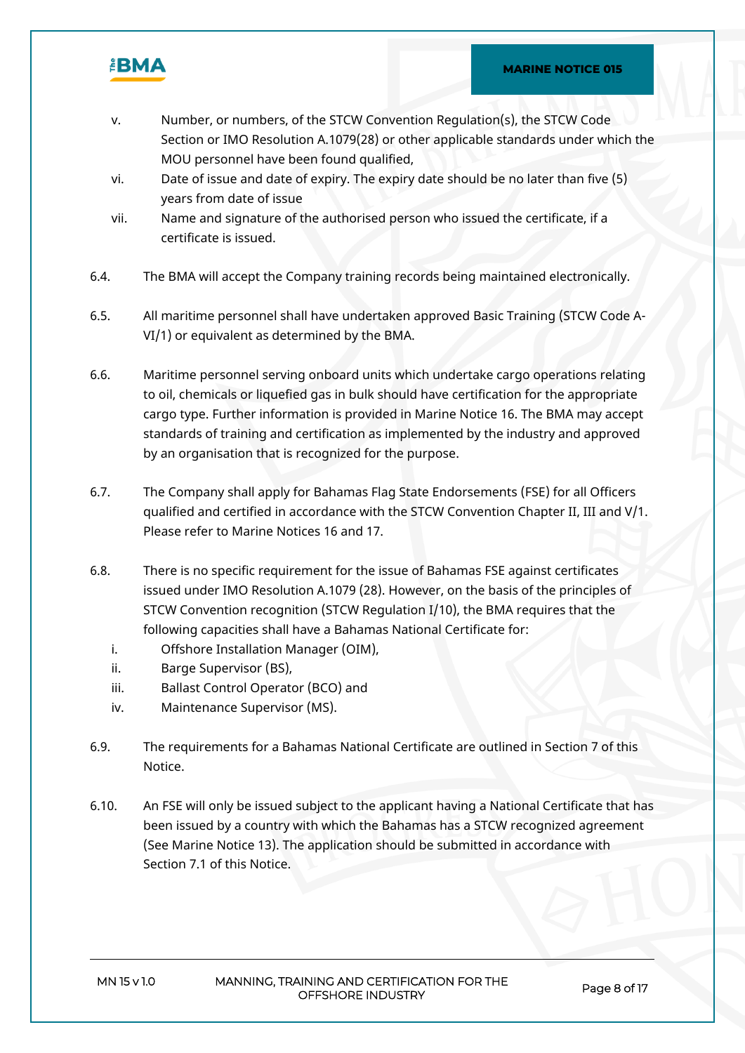v. Number, or numbers, of the STCW Convention Regulation(s), the STCW Code Section or IMO Resolution A.1079(28) or other applicable standards under which the MOU personnel have been found qualified,

vi. Date of issue and date of expiry. The expiry date should be no later than five (5) years from date of issue

vii. Name and signature of the authorised person who issued the certificate, if a certificate is issued.

6.4. The BMA will accept the Company training records being maintained electronically.

6.5. All maritime personnel shall have undertaken approved Basic Training (STCW Code A-VI/1) or equivalent as determined by the BMA.

6.6. Maritime personnel serving onboard units which undertake cargo operations relating to oil, chemicals or liquefied gas in bulk should have certification for the appropriate cargo type. Further information is provided in Marine Notice 16. The BMA may accept standards of training and certification as implemented by the industry and approved by an organisation that is recognized for the purpose.

6.7. The Company shall apply for Bahamas Flag State Endorsements (FSE) for all Officers qualified and certified in accordance with the STCW Convention Chapter II, III and V/1. Please refer to Marine Notices 16 and 17.

6.8. There is no specific requirement for the issue of Bahamas FSE against certificates issued under IMO Resolution A.1079 (28). However, on the basis of the principles of STCW Convention recognition (STCW Regulation I/10), the BMA requires that the following capacities shall have a Bahamas National Certificate for:

i. Offshore Installation Manager (OIM),

ii. Barge Supervisor (BS),

iii. Ballast Control Operator (BCO) and

iv. Maintenance Supervisor (MS).

6.9. The requirements for a Bahamas National Certificate are outlined in Section 7 of this Notice.

6.10. An FSE will only be issued subject to the applicant having a National Certificate that has been issued by a country with which the Bahamas has a STCW recognized agreement (See Marine Notice 13). The application should be submitted in accordance with Section 7.1 of this Notice.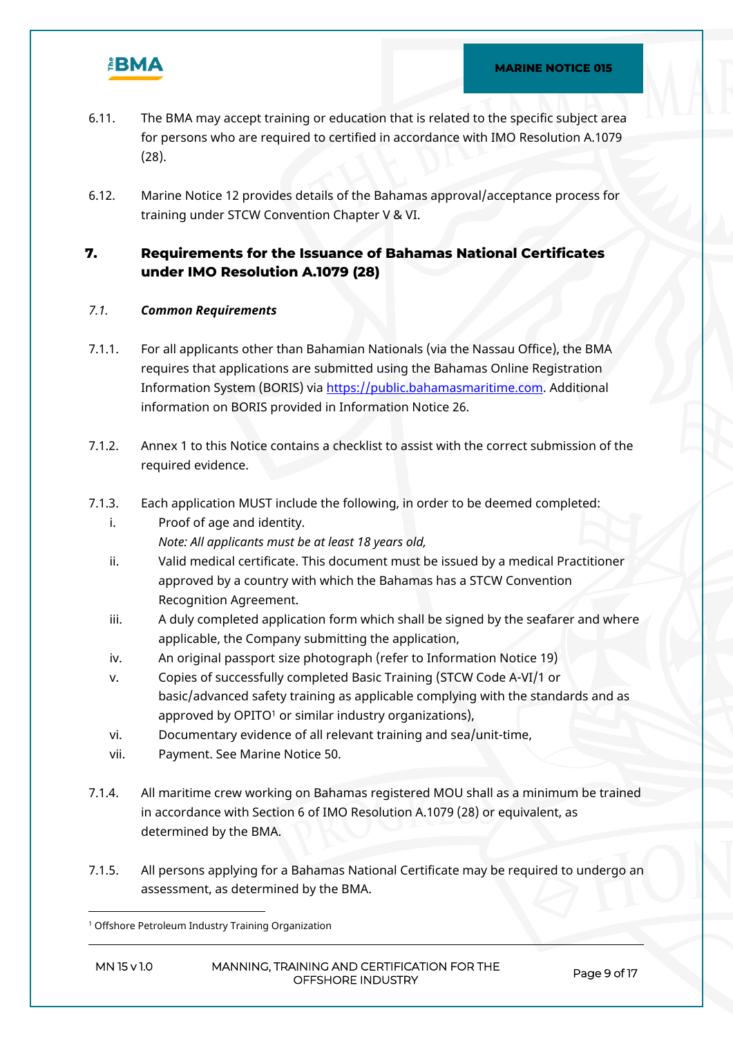6.11. The BMA may accept training or education that is related to the specific subject area for persons who are required to certified in accordance with IMO Resolution A.1079 (28).

6.12. Marine Notice 12 provides details of the Bahamas approval/acceptance process for training under STCW Convention Chapter V & VI.

## 7. Requirements for the Issuance of Bahamas National Certificates under IMO Resolution A.1079 (28)

### *7.1. Common Requirements*

7.1.1. For all applicants other than Bahamian Nationals (via the Nassau Office), the BMA requires that applications are submitted using the Bahamas Online Registration Information System (BORIS) via https://public.bahamasmaritime.com. Additional information on BORIS provided in Information Notice 26.

7.1.2. Annex 1 to this Notice contains a checklist to assist with the correct submission of the required evidence.

7.1.3. Each application MUST include the following, in order to be deemed completed:

- i. Proof of age and identity.
  *Note: All applicants must be at least 18 years old,*
- ii. Valid medical certificate. This document must be issued by a medical Practitioner approved by a country with which the Bahamas has a STCW Convention Recognition Agreement.
- iii. A duly completed application form which shall be signed by the seafarer and where applicable, the Company submitting the application,
- iv. An original passport size photograph (refer to Information Notice 19)
- v. Copies of successfully completed Basic Training (STCW Code A-VI/1 or basic/advanced safety training as applicable complying with the standards and as approved by OPITO[1] or similar industry organizations),
- vi. Documentary evidence of all relevant training and sea/unit-time,
- vii. Payment. See Marine Notice 50.

7.1.4. All maritime crew working on Bahamas registered MOU shall as a minimum be trained in accordance with Section 6 of IMO Resolution A.1079 (28) or equivalent, as determined by the BMA.

7.1.5. All persons applying for a Bahamas National Certificate may be required to undergo an assessment, as determined by the BMA.

[1] Offshore Petroleum Industry Training Organization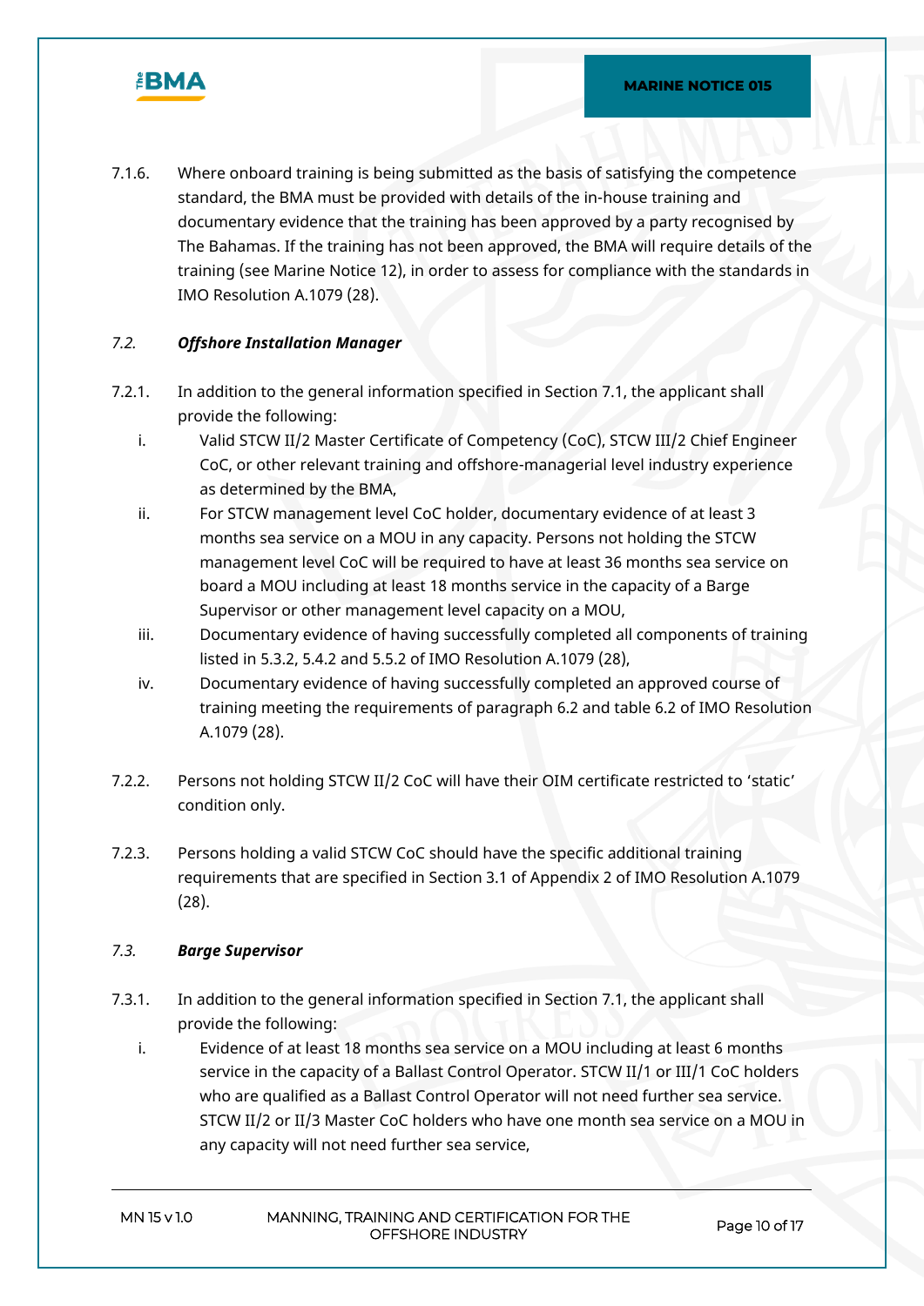7.1.6. Where onboard training is being submitted as the basis of satisfying the competence standard, the BMA must be provided with details of the in-house training and documentary evidence that the training has been approved by a party recognised by The Bahamas. If the training has not been approved, the BMA will require details of the training (see Marine Notice 12), in order to assess for compliance with the standards in IMO Resolution A.1079 (28).

### *7.2. Offshore Installation Manager*

7.2.1. In addition to the general information specified in Section 7.1, the applicant shall provide the following:

i. Valid STCW II/2 Master Certificate of Competency (CoC), STCW III/2 Chief Engineer CoC, or other relevant training and offshore-managerial level industry experience as determined by the BMA,

ii. For STCW management level CoC holder, documentary evidence of at least 3 months sea service on a MOU in any capacity. Persons not holding the STCW management level CoC will be required to have at least 36 months sea service on board a MOU including at least 18 months service in the capacity of a Barge Supervisor or other management level capacity on a MOU,

iii. Documentary evidence of having successfully completed all components of training listed in 5.3.2, 5.4.2 and 5.5.2 of IMO Resolution A.1079 (28),

iv. Documentary evidence of having successfully completed an approved course of training meeting the requirements of paragraph 6.2 and table 6.2 of IMO Resolution A.1079 (28).

7.2.2. Persons not holding STCW II/2 CoC will have their OIM certificate restricted to 'static' condition only.

7.2.3. Persons holding a valid STCW CoC should have the specific additional training requirements that are specified in Section 3.1 of Appendix 2 of IMO Resolution A.1079 (28).

### *7.3. Barge Supervisor*

7.3.1. In addition to the general information specified in Section 7.1, the applicant shall provide the following:

i. Evidence of at least 18 months sea service on a MOU including at least 6 months service in the capacity of a Ballast Control Operator. STCW II/1 or III/1 CoC holders who are qualified as a Ballast Control Operator will not need further sea service. STCW II/2 or II/3 Master CoC holders who have one month sea service on a MOU in any capacity will not need further sea service,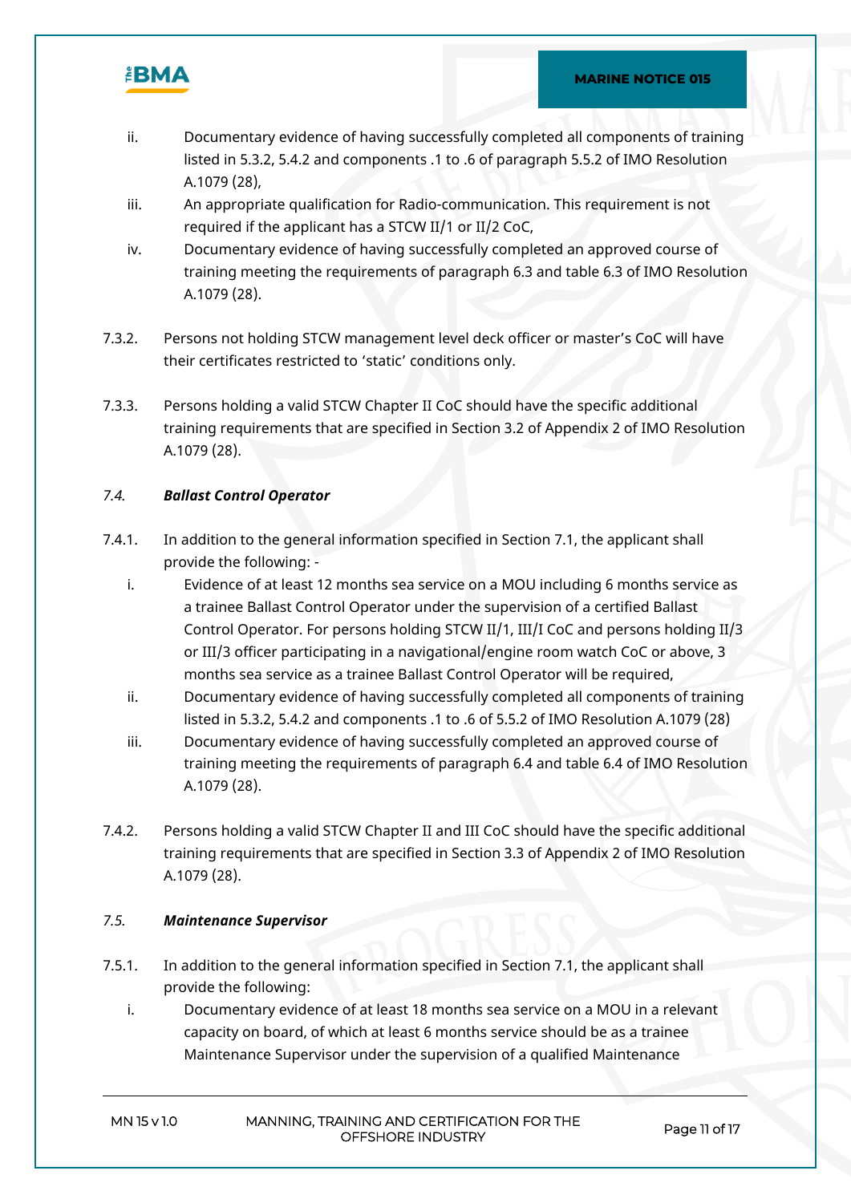ii. Documentary evidence of having successfully completed all components of training listed in 5.3.2, 5.4.2 and components .1 to .6 of paragraph 5.5.2 of IMO Resolution A.1079 (28),

iii. An appropriate qualification for Radio-communication. This requirement is not required if the applicant has a STCW II/1 or II/2 CoC,

iv. Documentary evidence of having successfully completed an approved course of training meeting the requirements of paragraph 6.3 and table 6.3 of IMO Resolution A.1079 (28).

7.3.2. Persons not holding STCW management level deck officer or master's CoC will have their certificates restricted to 'static' conditions only.

7.3.3. Persons holding a valid STCW Chapter II CoC should have the specific additional training requirements that are specified in Section 3.2 of Appendix 2 of IMO Resolution A.1079 (28).

### *7.4. **Ballast Control Operator***

7.4.1. In addition to the general information specified in Section 7.1, the applicant shall provide the following: -

i. Evidence of at least 12 months sea service on a MOU including 6 months service as a trainee Ballast Control Operator under the supervision of a certified Ballast Control Operator. For persons holding STCW II/1, III/I CoC and persons holding II/3 or III/3 officer participating in a navigational/engine room watch CoC or above, 3 months sea service as a trainee Ballast Control Operator will be required,

ii. Documentary evidence of having successfully completed all components of training listed in 5.3.2, 5.4.2 and components .1 to .6 of 5.5.2 of IMO Resolution A.1079 (28)

iii. Documentary evidence of having successfully completed an approved course of training meeting the requirements of paragraph 6.4 and table 6.4 of IMO Resolution A.1079 (28).

7.4.2. Persons holding a valid STCW Chapter II and III CoC should have the specific additional training requirements that are specified in Section 3.3 of Appendix 2 of IMO Resolution A.1079 (28).

### *7.5. **Maintenance Supervisor***

7.5.1. In addition to the general information specified in Section 7.1, the applicant shall provide the following:

i. Documentary evidence of at least 18 months sea service on a MOU in a relevant capacity on board, of which at least 6 months service should be as a trainee Maintenance Supervisor under the supervision of a qualified Maintenance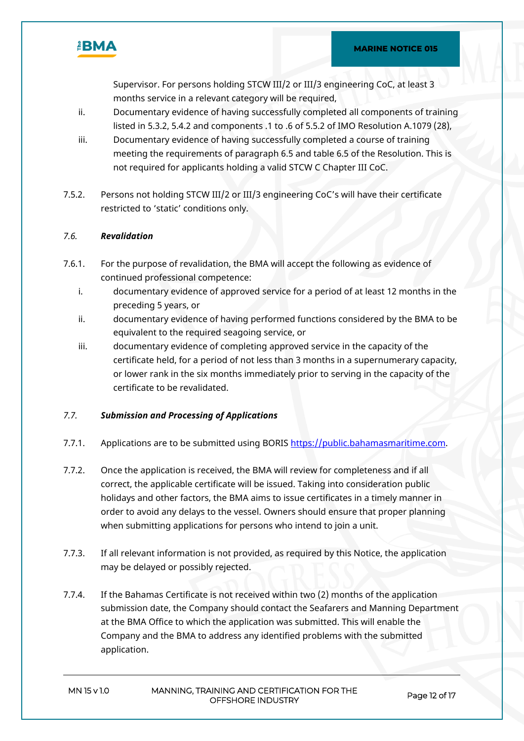Supervisor. For persons holding STCW III/2 or III/3 engineering CoC, at least 3 months service in a relevant category will be required,

ii. Documentary evidence of having successfully completed all components of training listed in 5.3.2, 5.4.2 and components .1 to .6 of 5.5.2 of IMO Resolution A.1079 (28),

iii. Documentary evidence of having successfully completed a course of training meeting the requirements of paragraph 6.5 and table 6.5 of the Resolution. This is not required for applicants holding a valid STCW C Chapter III CoC.

7.5.2. Persons not holding STCW III/2 or III/3 engineering CoC's will have their certificate restricted to 'static' conditions only.

### *7.6. Revalidation*

7.6.1. For the purpose of revalidation, the BMA will accept the following as evidence of continued professional competence:

i. documentary evidence of approved service for a period of at least 12 months in the preceding 5 years, or

ii. documentary evidence of having performed functions considered by the BMA to be equivalent to the required seagoing service, or

iii. documentary evidence of completing approved service in the capacity of the certificate held, for a period of not less than 3 months in a supernumerary capacity, or lower rank in the six months immediately prior to serving in the capacity of the certificate to be revalidated.

### *7.7. Submission and Processing of Applications*

7.7.1. Applications are to be submitted using BORIS [https://public.bahamasmaritime.com](https://public.bahamasmaritime.com).

7.7.2. Once the application is received, the BMA will review for completeness and if all correct, the applicable certificate will be issued. Taking into consideration public holidays and other factors, the BMA aims to issue certificates in a timely manner in order to avoid any delays to the vessel. Owners should ensure that proper planning when submitting applications for persons who intend to join a unit.

7.7.3. If all relevant information is not provided, as required by this Notice, the application may be delayed or possibly rejected.

7.7.4. If the Bahamas Certificate is not received within two (2) months of the application submission date, the Company should contact the Seafarers and Manning Department at the BMA Office to which the application was submitted. This will enable the Company and the BMA to address any identified problems with the submitted application.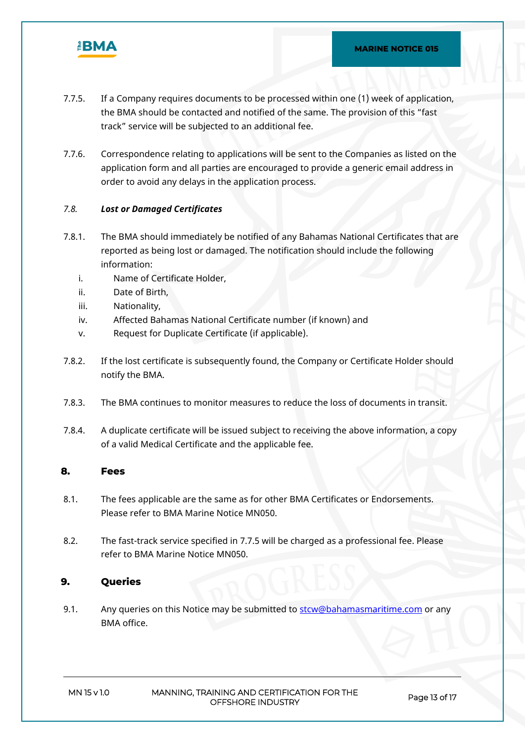7.7.5. If a Company requires documents to be processed within one (1) week of application, the BMA should be contacted and notified of the same. The provision of this "fast track" service will be subjected to an additional fee.

7.7.6. Correspondence relating to applications will be sent to the Companies as listed on the application form and all parties are encouraged to provide a generic email address in order to avoid any delays in the application process.

### *7.8. Lost or Damaged Certificates*

7.8.1. The BMA should immediately be notified of any Bahamas National Certificates that are reported as being lost or damaged. The notification should include the following information:

i. Name of Certificate Holder,
ii. Date of Birth,
iii. Nationality,
iv. Affected Bahamas National Certificate number (if known) and
v. Request for Duplicate Certificate (if applicable).

7.8.2. If the lost certificate is subsequently found, the Company or Certificate Holder should notify the BMA.

7.8.3. The BMA continues to monitor measures to reduce the loss of documents in transit.

7.8.4. A duplicate certificate will be issued subject to receiving the above information, a copy of a valid Medical Certificate and the applicable fee.

## 8. Fees

8.1. The fees applicable are the same as for other BMA Certificates or Endorsements. Please refer to BMA Marine Notice MN050.

8.2. The fast-track service specified in 7.7.5 will be charged as a professional fee. Please refer to BMA Marine Notice MN050.

## 9. Queries

9.1. Any queries on this Notice may be submitted to stcw@bahamasmaritime.com or any BMA office.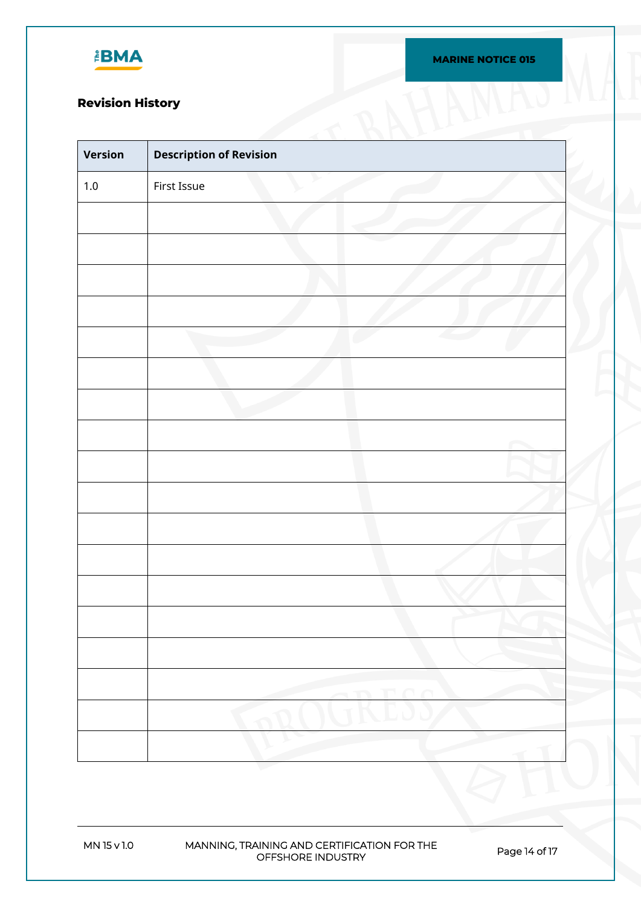## Revision History

| Version | Description of Revision |
|---|---|
| 1.0 | First Issue |
| | |
| | |
| | |
| | |
| | |
| | |
| | |
| | |
| | |
| | |
| | |
| | |
| | |
| | |
| | |
| | |
| | |
| | |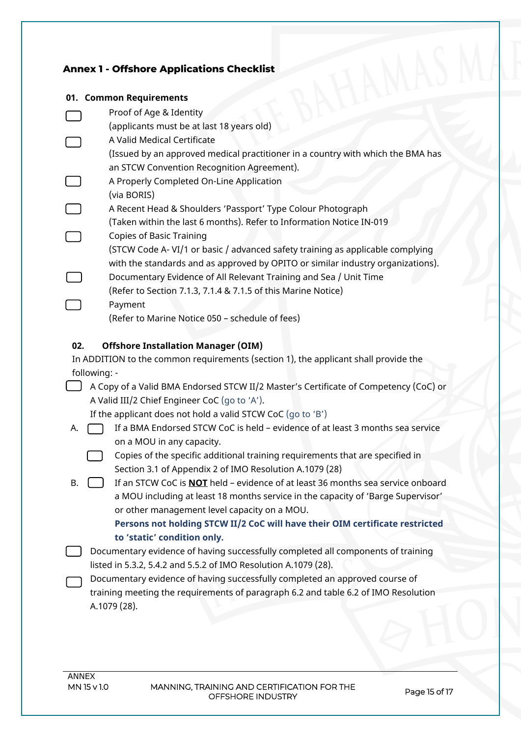## Annex 1 - Offshore Applications Checklist

### 01. Common Requirements

- [ ] Proof of Age & Identity
  (applicants must be at last 18 years old)
- [ ] A Valid Medical Certificate
  (Issued by an approved medical practitioner in a country with which the BMA has an STCW Convention Recognition Agreement).
- [ ] A Properly Completed On-Line Application
  (via BORIS)
- [ ] A Recent Head & Shoulders 'Passport' Type Colour Photograph
  (Taken within the last 6 months). Refer to Information Notice IN-019
- [ ] Copies of Basic Training
  (STCW Code A- VI/1 or basic / advanced safety training as applicable complying with the standards and as approved by OPITO or similar industry organizations).
- [ ] Documentary Evidence of All Relevant Training and Sea / Unit Time
  (Refer to Section 7.1.3, 7.1.4 & 7.1.5 of this Marine Notice)
- [ ] Payment
  (Refer to Marine Notice 050 – schedule of fees)

### 02. Offshore Installation Manager (OIM)

In ADDITION to the common requirements (section 1), the applicant shall provide the following: -

- [ ] A Copy of a Valid BMA Endorsed STCW II/2 Master's Certificate of Competency (CoC) or A Valid III/2 Chief Engineer CoC (go to 'A').
  If the applicant does not hold a valid STCW CoC (go to 'B')

A. 
- [ ] If a BMA Endorsed STCW CoC is held – evidence of at least 3 months sea service on a MOU in any capacity.
- [ ] Copies of the specific additional training requirements that are specified in Section 3.1 of Appendix 2 of IMO Resolution A.1079 (28)

B. 
- [ ] If an STCW CoC is **NOT** held – evidence of at least 36 months sea service onboard a MOU including at least 18 months service in the capacity of 'Barge Supervisor' or other management level capacity on a MOU.
  **Persons not holding STCW II/2 CoC will have their OIM certificate restricted to 'static' condition only.**

- [ ] Documentary evidence of having successfully completed all components of training listed in 5.3.2, 5.4.2 and 5.5.2 of IMO Resolution A.1079 (28).
- [ ] Documentary evidence of having successfully completed an approved course of training meeting the requirements of paragraph 6.2 and table 6.2 of IMO Resolution A.1079 (28).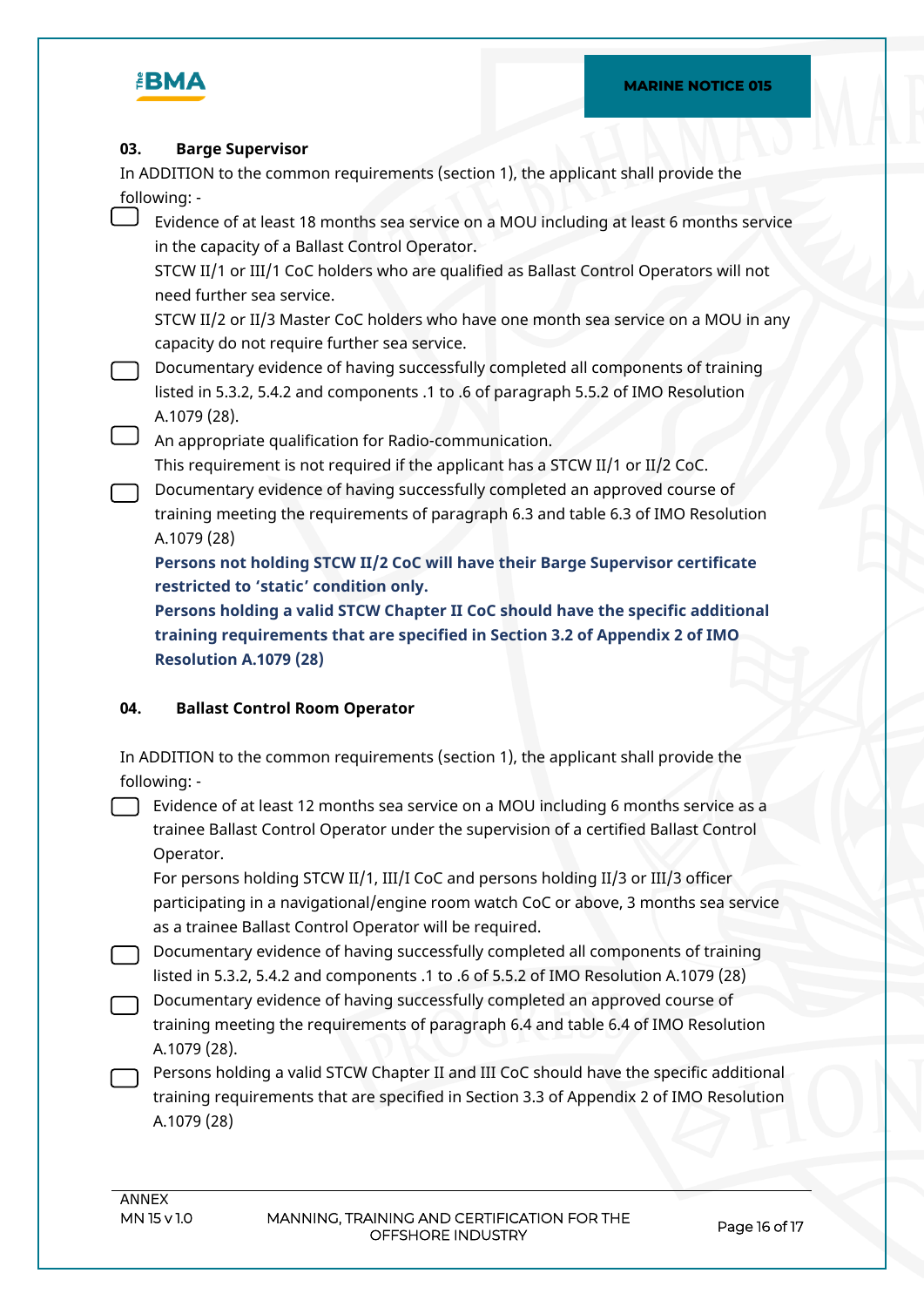### 03. Barge Supervisor

In ADDITION to the common requirements (section 1), the applicant shall provide the following: -

- [ ] Evidence of at least 18 months sea service on a MOU including at least 6 months service in the capacity of a Ballast Control Operator.
  STCW II/1 or III/1 CoC holders who are qualified as Ballast Control Operators will not need further sea service.
  STCW II/2 or II/3 Master CoC holders who have one month sea service on a MOU in any capacity do not require further sea service.
- [ ] Documentary evidence of having successfully completed all components of training listed in 5.3.2, 5.4.2 and components .1 to .6 of paragraph 5.5.2 of IMO Resolution A.1079 (28).
- [ ] An appropriate qualification for Radio-communication.
  This requirement is not required if the applicant has a STCW II/1 or II/2 CoC.
- [ ] Documentary evidence of having successfully completed an approved course of training meeting the requirements of paragraph 6.3 and table 6.3 of IMO Resolution A.1079 (28)
  **Persons not holding STCW II/2 CoC will have their Barge Supervisor certificate restricted to 'static' condition only.**
  **Persons holding a valid STCW Chapter II CoC should have the specific additional training requirements that are specified in Section 3.2 of Appendix 2 of IMO Resolution A.1079 (28)**

### 04. Ballast Control Room Operator

In ADDITION to the common requirements (section 1), the applicant shall provide the following: -

- [ ] Evidence of at least 12 months sea service on a MOU including 6 months service as a trainee Ballast Control Operator under the supervision of a certified Ballast Control Operator.
  For persons holding STCW II/1, III/I CoC and persons holding II/3 or III/3 officer participating in a navigational/engine room watch CoC or above, 3 months sea service as a trainee Ballast Control Operator will be required.
- [ ] Documentary evidence of having successfully completed all components of training listed in 5.3.2, 5.4.2 and components .1 to .6 of 5.5.2 of IMO Resolution A.1079 (28)
- [ ] Documentary evidence of having successfully completed an approved course of training meeting the requirements of paragraph 6.4 and table 6.4 of IMO Resolution A.1079 (28).
- [ ] Persons holding a valid STCW Chapter II and III CoC should have the specific additional training requirements that are specified in Section 3.3 of Appendix 2 of IMO Resolution A.1079 (28)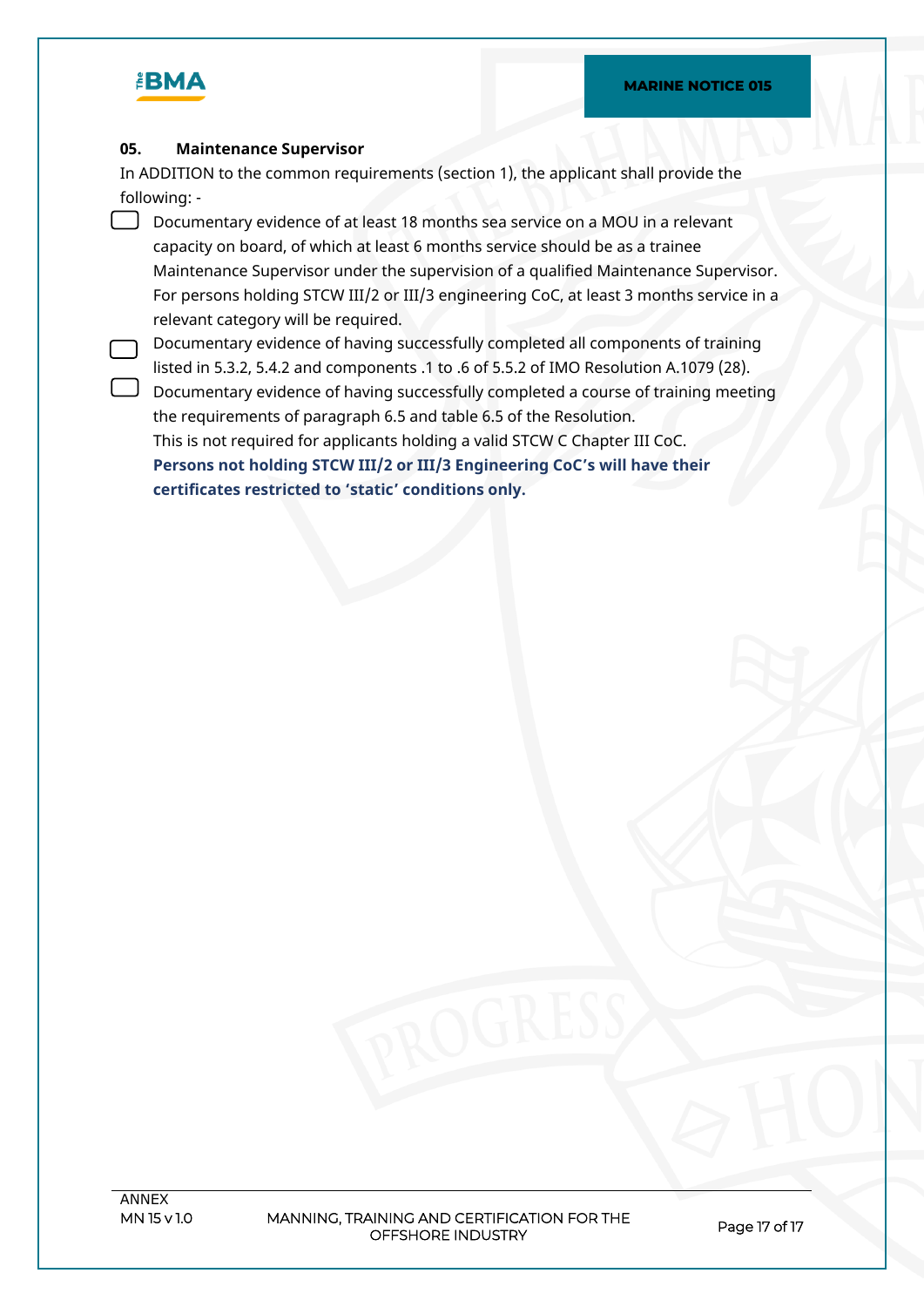**05. Maintenance Supervisor**

In ADDITION to the common requirements (section 1), the applicant shall provide the following: -

- ☐ Documentary evidence of at least 18 months sea service on a MOU in a relevant capacity on board, of which at least 6 months service should be as a trainee Maintenance Supervisor under the supervision of a qualified Maintenance Supervisor. For persons holding STCW III/2 or III/3 engineering CoC, at least 3 months service in a relevant category will be required.
- ☐ Documentary evidence of having successfully completed all components of training listed in 5.3.2, 5.4.2 and components .1 to .6 of 5.5.2 of IMO Resolution A.1079 (28).
- ☐ Documentary evidence of having successfully completed a course of training meeting the requirements of paragraph 6.5 and table 6.5 of the Resolution.
  This is not required for applicants holding a valid STCW C Chapter III CoC.
  **Persons not holding STCW III/2 or III/3 Engineering CoC's will have their certificates restricted to 'static' conditions only.**